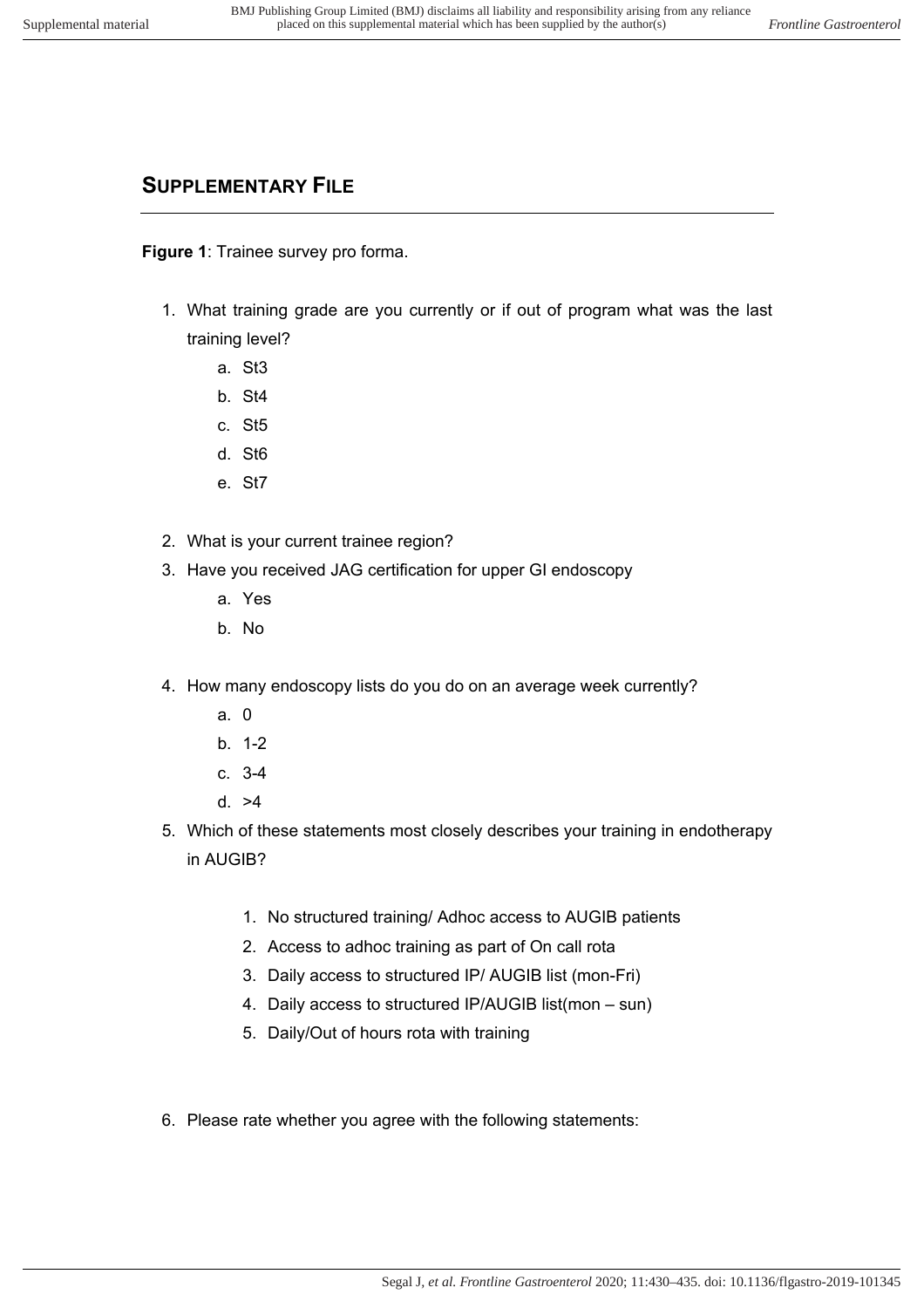## SUPPLEMENTARY FILE

**Figure 1**: Trainee survey pro forma.

1. What training grade are you currently or if out of program what was the last training level?
   a. St3
   b. St4
   c. St5
   d. St6
   e. St7

2. What is your current trainee region?
3. Have you received JAG certification for upper GI endoscopy
   a. Yes
   b. No

4. How many endoscopy lists do you do on an average week currently?
   a. 0
   b. 1-2
   c. 3-4
   d. >4
5. Which of these statements most closely describes your training in endotherapy in AUGIB?

   1. No structured training/ Adhoc access to AUGIB patients
   2. Access to adhoc training as part of On call rota
   3. Daily access to structured IP/ AUGIB list (mon-Fri)
   4. Daily access to structured IP/AUGIB list(mon – sun)
   5. Daily/Out of hours rota with training

6. Please rate whether you agree with the following statements: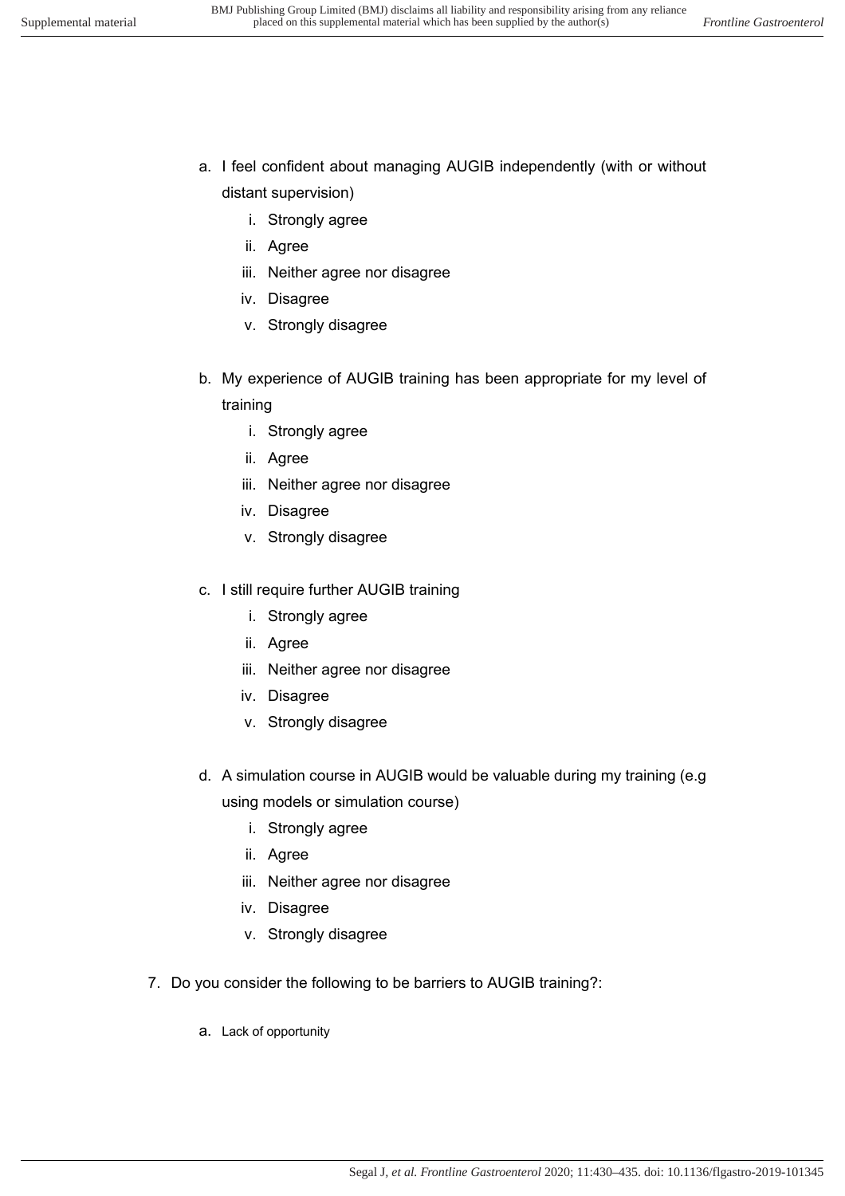a. I feel confident about managing AUGIB independently (with or without distant supervision)
    i. Strongly agree
    ii. Agree
    iii. Neither agree nor disagree
    iv. Disagree
    v. Strongly disagree

b. My experience of AUGIB training has been appropriate for my level of training
    i. Strongly agree
    ii. Agree
    iii. Neither agree nor disagree
    iv. Disagree
    v. Strongly disagree

c. I still require further AUGIB training
    i. Strongly agree
    ii. Agree
    iii. Neither agree nor disagree
    iv. Disagree
    v. Strongly disagree

d. A simulation course in AUGIB would be valuable during my training (e.g using models or simulation course)
    i. Strongly agree
    ii. Agree
    iii. Neither agree nor disagree
    iv. Disagree
    v. Strongly disagree

7. Do you consider the following to be barriers to AUGIB training?:

    a. Lack of opportunity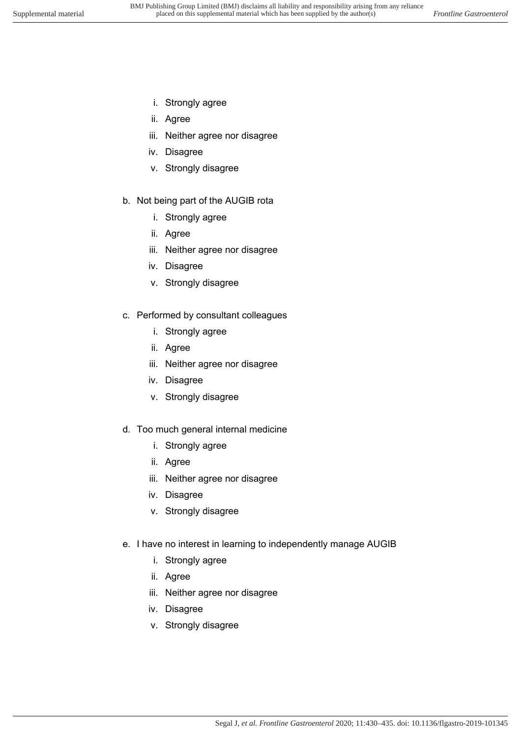i. Strongly agree
   ii. Agree
   iii. Neither agree nor disagree
   iv. Disagree
   v. Strongly disagree

b. Not being part of the AUGIB rota
   i. Strongly agree
   ii. Agree
   iii. Neither agree nor disagree
   iv. Disagree
   v. Strongly disagree

c. Performed by consultant colleagues
   i. Strongly agree
   ii. Agree
   iii. Neither agree nor disagree
   iv. Disagree
   v. Strongly disagree

d. Too much general internal medicine
   i. Strongly agree
   ii. Agree
   iii. Neither agree nor disagree
   iv. Disagree
   v. Strongly disagree

e. I have no interest in learning to independently manage AUGIB
   i. Strongly agree
   ii. Agree
   iii. Neither agree nor disagree
   iv. Disagree
   v. Strongly disagree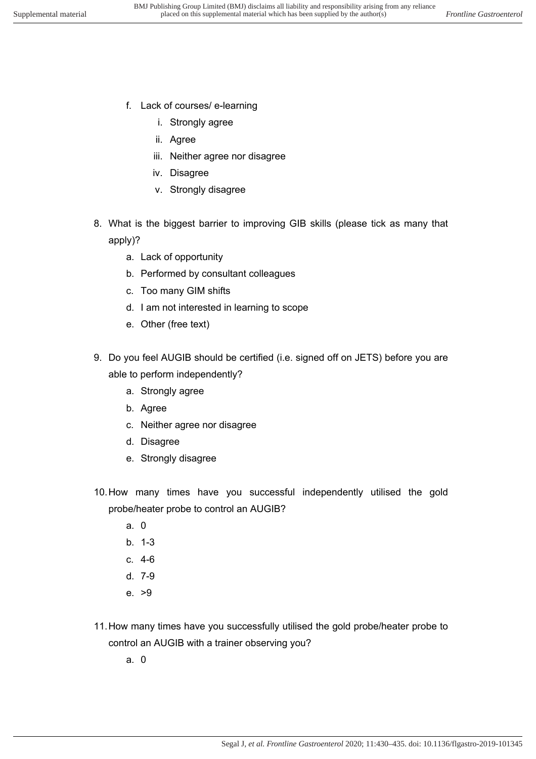f. Lack of courses/ e-learning
   i. Strongly agree
   ii. Agree
   iii. Neither agree nor disagree
   iv. Disagree
   v. Strongly disagree

8. What is the biggest barrier to improving GIB skills (please tick as many that apply)?
   a. Lack of opportunity
   b. Performed by consultant colleagues
   c. Too many GIM shifts
   d. I am not interested in learning to scope
   e. Other (free text)

9. Do you feel AUGIB should be certified (i.e. signed off on JETS) before you are able to perform independently?
   a. Strongly agree
   b. Agree
   c. Neither agree nor disagree
   d. Disagree
   e. Strongly disagree

10. How many times have you successful independently utilised the gold probe/heater probe to control an AUGIB?
   a. 0
   b. 1-3
   c. 4-6
   d. 7-9
   e. >9

11. How many times have you successfully utilised the gold probe/heater probe to control an AUGIB with a trainer observing you?
   a. 0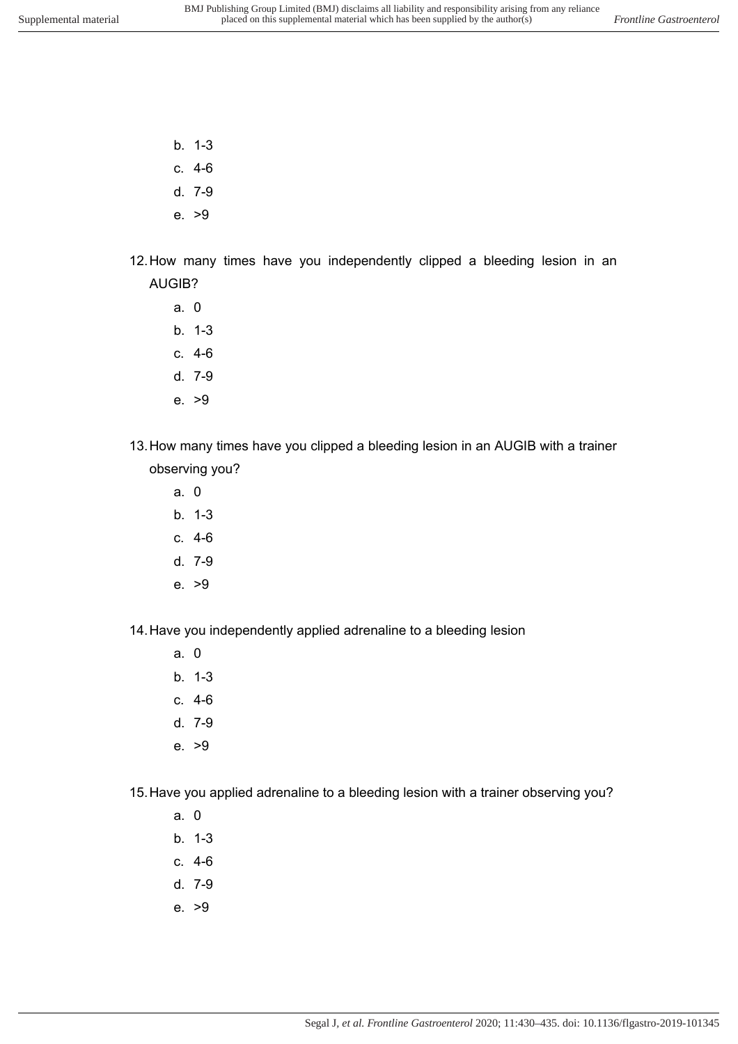b. 1-3
   c. 4-6
   d. 7-9
   e. >9

12. How many times have you independently clipped a bleeding lesion in an AUGIB?
    a. 0
    b. 1-3
    c. 4-6
    d. 7-9
    e. >9

13. How many times have you clipped a bleeding lesion in an AUGIB with a trainer observing you?
    a. 0
    b. 1-3
    c. 4-6
    d. 7-9
    e. >9

14. Have you independently applied adrenaline to a bleeding lesion
    a. 0
    b. 1-3
    c. 4-6
    d. 7-9
    e. >9

15. Have you applied adrenaline to a bleeding lesion with a trainer observing you?
    a. 0
    b. 1-3
    c. 4-6
    d. 7-9
    e. >9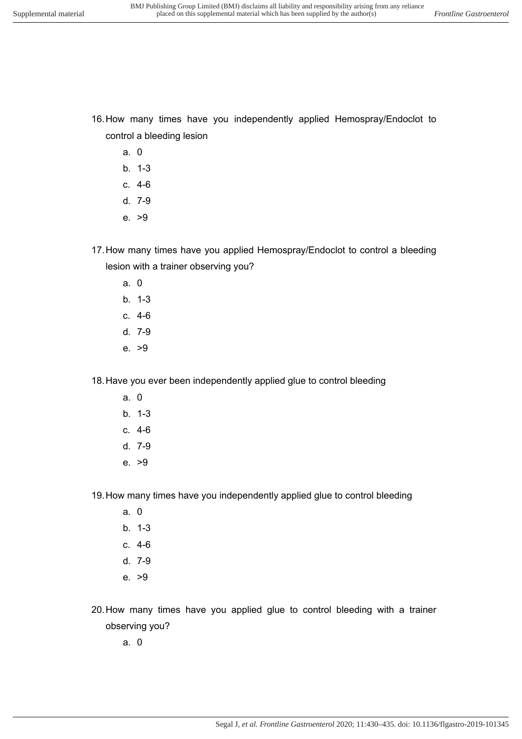16. How many times have you independently applied Hemospray/Endoclot to control a bleeding lesion
    a. 0
    b. 1-3
    c. 4-6
    d. 7-9
    e. >9

17. How many times have you applied Hemospray/Endoclot to control a bleeding lesion with a trainer observing you?
    a. 0
    b. 1-3
    c. 4-6
    d. 7-9
    e. >9

18. Have you ever been independently applied glue to control bleeding
    a. 0
    b. 1-3
    c. 4-6
    d. 7-9
    e. >9

19. How many times have you independently applied glue to control bleeding
    a. 0
    b. 1-3
    c. 4-6
    d. 7-9
    e. >9

20. How many times have you applied glue to control bleeding with a trainer observing you?
    a. 0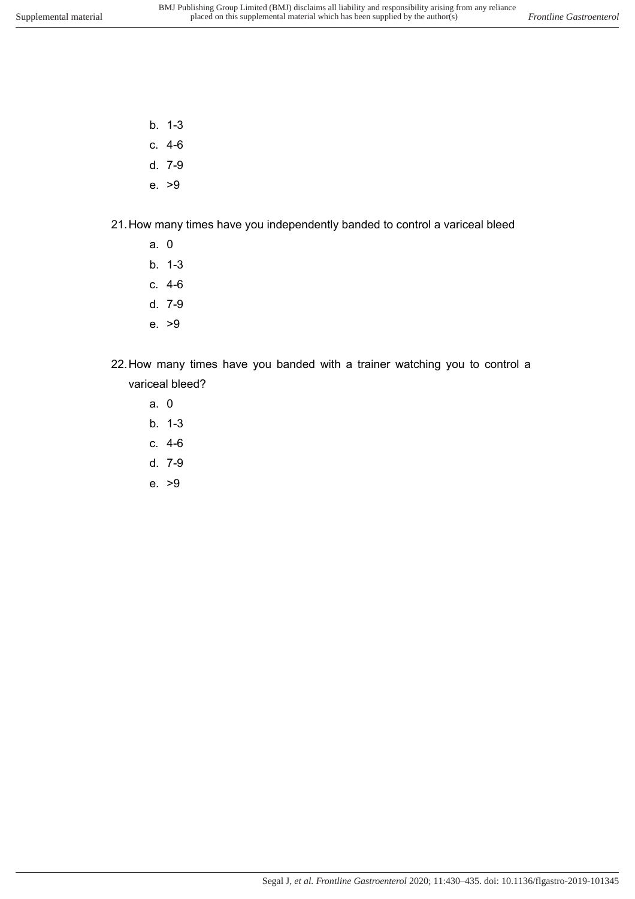b. 1-3
  c. 4-6
  d. 7-9
  e. >9

21. How many times have you independently banded to control a variceal bleed
    a. 0
    b. 1-3
    c. 4-6
    d. 7-9
    e. >9

22. How many times have you banded with a trainer watching you to control a variceal bleed?
    a. 0
    b. 1-3
    c. 4-6
    d. 7-9
    e. >9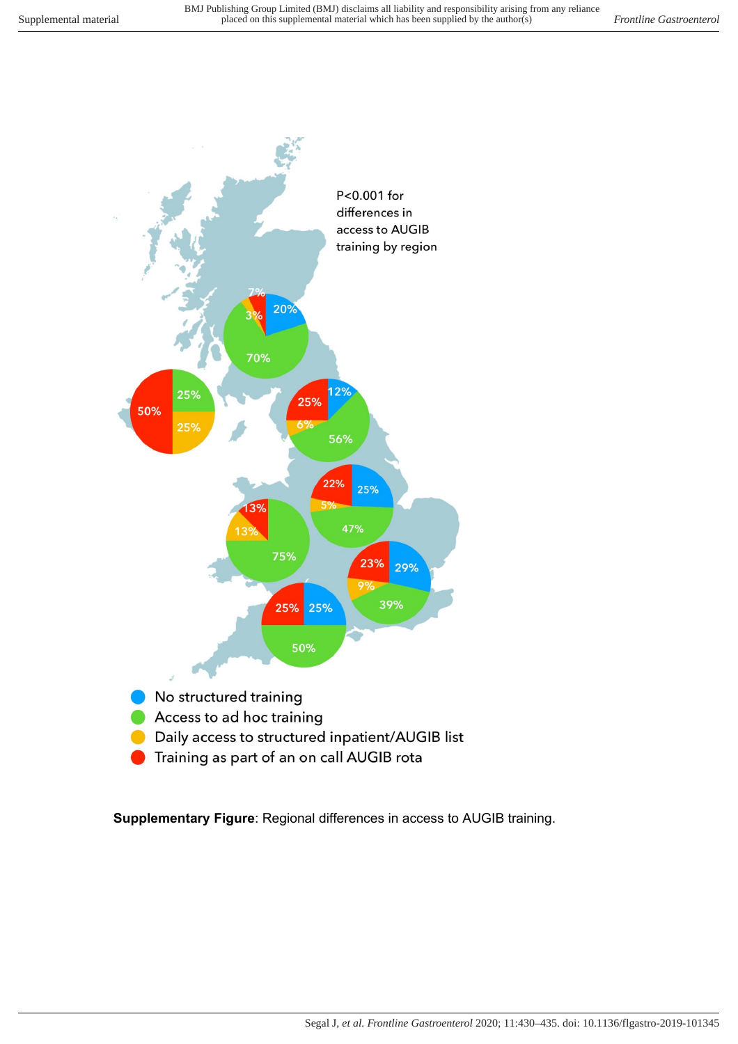P<0.001 for differences in access to AUGIB training by region

20%
3%
7%
70%

50%
25%
25%

12%
25%
6%
56%

22%
25%
5%
47%

13%
13%
75%

23%
29%
9%
39%

25%
25%
50%

No structured training
Access to ad hoc training
Daily access to structured inpatient/AUGIB list
Training as part of an on call AUGIB rota

**Supplementary Figure**: Regional differences in access to AUGIB training.